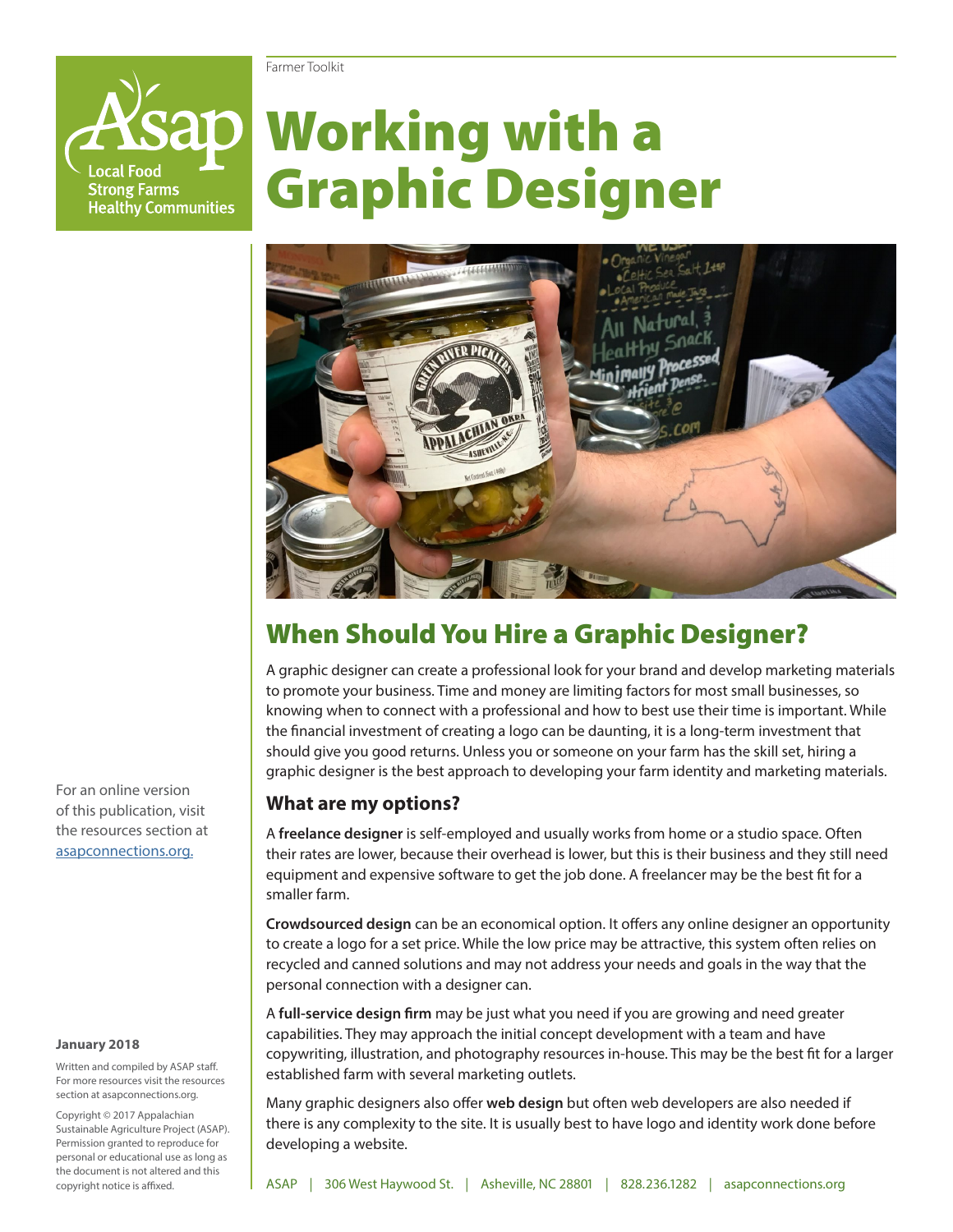Farmer Toolkit

# Working with a Graphic Designer

## When Should You Hire a Graphic Designer?

A graphic designer can create a professional look for your brand and develop marketing materials to promote your business. Time and money are limiting factors for most small businesses, so knowing when to connect with a professional and how to best use their time is important. While the financial investment of creating a logo can be daunting, it is a long-term investment that should give you good returns. Unless you or someone on your farm has the skill set, hiring a graphic designer is the best approach to developing your farm identity and marketing materials.

### What are my options?

A **freelance designer** is self-employed and usually works from home or a studio space. Often their rates are lower, because their overhead is lower, but this is their business and they still need equipment and expensive software to get the job done. A freelancer may be the best fit for a smaller farm.

**Crowdsourced design** can be an economical option. It offers any online designer an opportunity to create a logo for a set price. While the low price may be attractive, this system often relies on recycled and canned solutions and may not address your needs and goals in the way that the personal connection with a designer can.

A **full-service design firm** may be just what you need if you are growing and need greater capabilities. They may approach the initial concept development with a team and have copywriting, illustration, and photography resources in-house. This may be the best fit for a larger established farm with several marketing outlets.

Many graphic designers also offer **web design** but often web developers are also needed if there is any complexity to the site. It is usually best to have logo and identity work done before developing a website.

For an online version of this publication, visit the resources section at asapconnections.org.

**January 2018**

Written and compiled by ASAP staff. For more resources visit the resources section at asapconnections.org.

Copyright © 2017 Appalachian Sustainable Agriculture Project (ASAP). Permission granted to reproduce for personal or educational use as long as the document is not altered and this copyright notice is affixed.

ASAP | 306 West Haywood St. | Asheville, NC 28801 | 828.236.1282 | asapconnections.org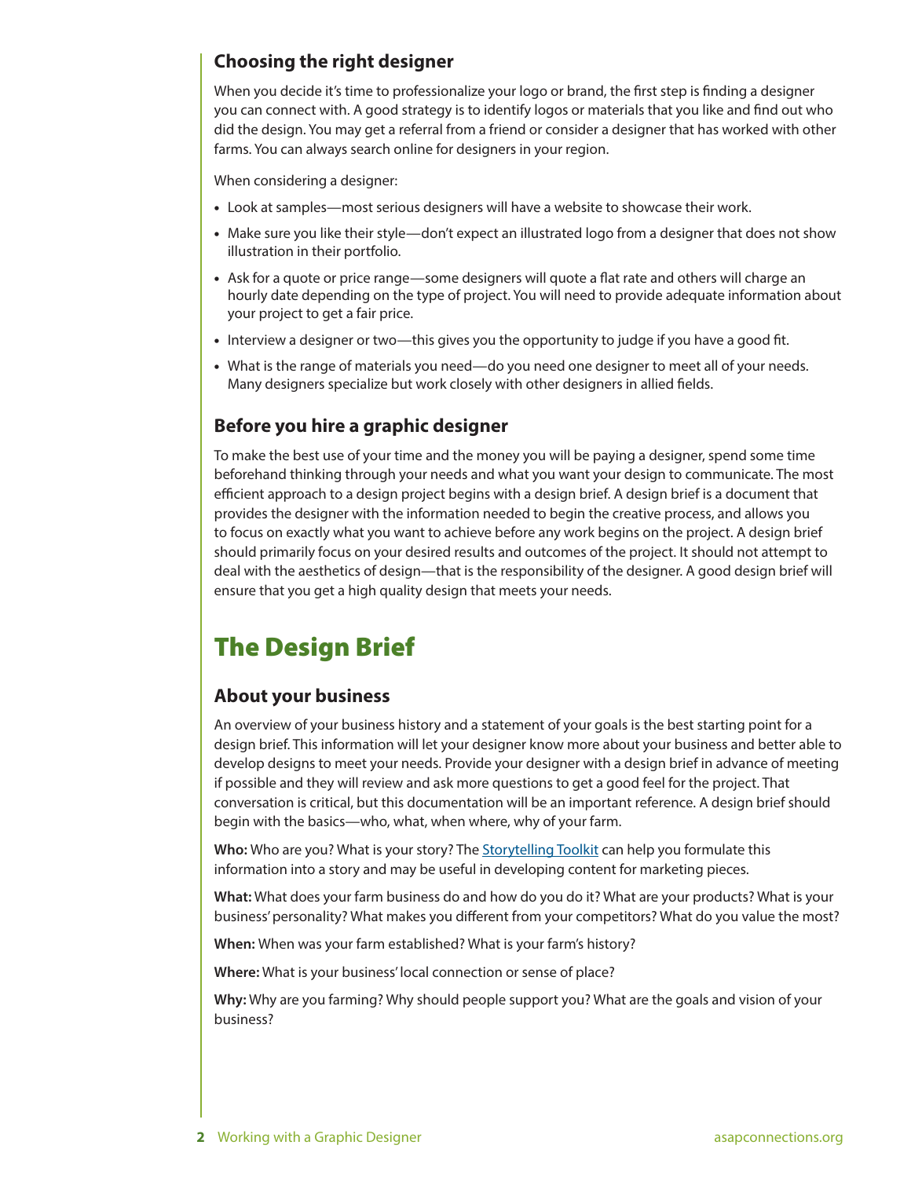### Choosing the right designer

When you decide it's time to professionalize your logo or brand, the first step is finding a designer you can connect with. A good strategy is to identify logos or materials that you like and find out who did the design. You may get a referral from a friend or consider a designer that has worked with other farms. You can always search online for designers in your region.

When considering a designer:

- Look at samples—most serious designers will have a website to showcase their work.
- Make sure you like their style—don't expect an illustrated logo from a designer that does not show illustration in their portfolio.
- Ask for a quote or price range—some designers will quote a flat rate and others will charge an hourly date depending on the type of project. You will need to provide adequate information about your project to get a fair price.
- Interview a designer or two—this gives you the opportunity to judge if you have a good fit.
- What is the range of materials you need—do you need one designer to meet all of your needs. Many designers specialize but work closely with other designers in allied fields.

### Before you hire a graphic designer

To make the best use of your time and the money you will be paying a designer, spend some time beforehand thinking through your needs and what you want your design to communicate. The most efficient approach to a design project begins with a design brief. A design brief is a document that provides the designer with the information needed to begin the creative process, and allows you to focus on exactly what you want to achieve before any work begins on the project. A design brief should primarily focus on your desired results and outcomes of the project. It should not attempt to deal with the aesthetics of design—that is the responsibility of the designer. A good design brief will ensure that you get a high quality design that meets your needs.

## The Design Brief

### About your business

An overview of your business history and a statement of your goals is the best starting point for a design brief. This information will let your designer know more about your business and better able to develop designs to meet your needs. Provide your designer with a design brief in advance of meeting if possible and they will review and ask more questions to get a good feel for the project. That conversation is critical, but this documentation will be an important reference. A design brief should begin with the basics—who, what, when where, why of your farm.

**Who:** Who are you? What is your story? The Storytelling Toolkit can help you formulate this information into a story and may be useful in developing content for marketing pieces.

**What:** What does your farm business do and how do you do it? What are your products? What is your business' personality? What makes you different from your competitors? What do you value the most?

**When:** When was your farm established? What is your farm's history?

**Where:** What is your business' local connection or sense of place?

**Why:** Why are you farming? Why should people support you? What are the goals and vision of your business?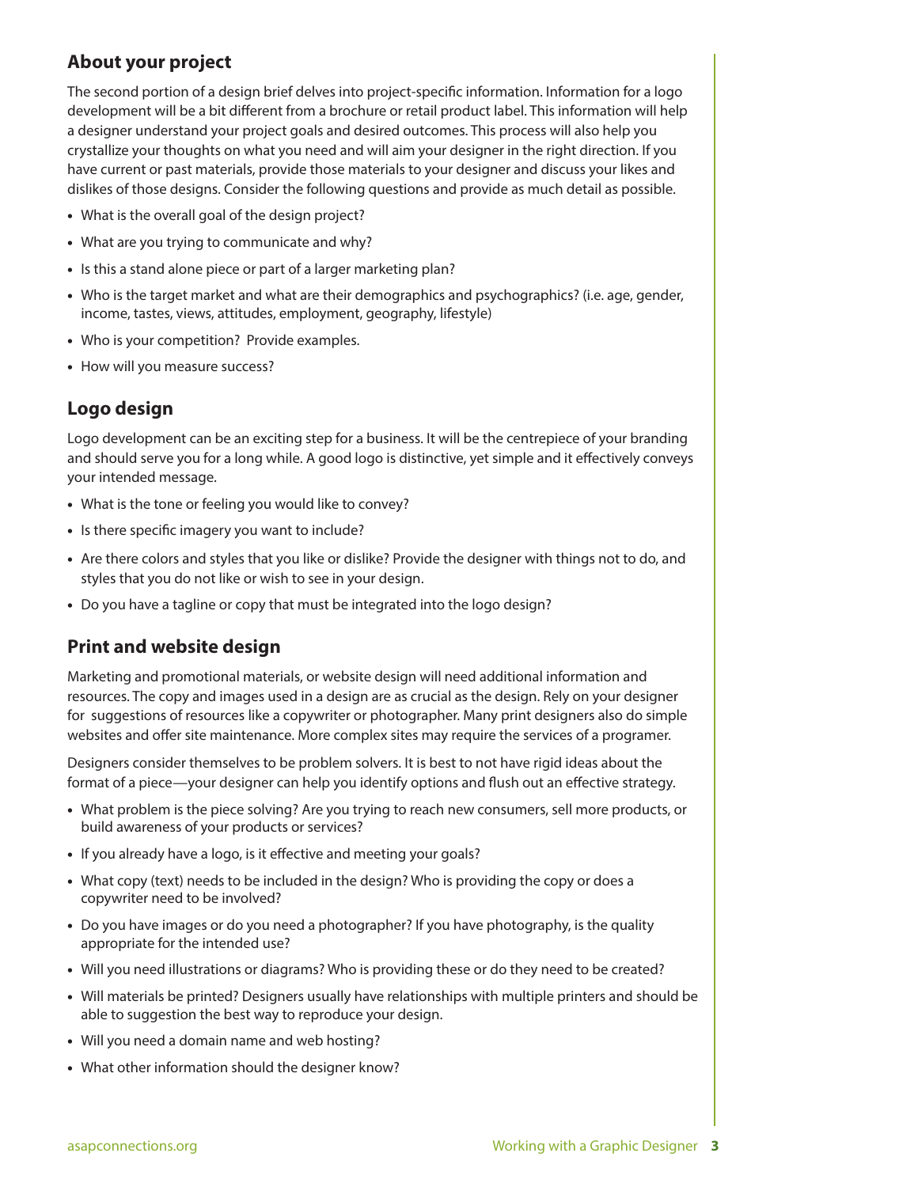## About your project

The second portion of a design brief delves into project-specific information. Information for a logo development will be a bit different from a brochure or retail product label. This information will help a designer understand your project goals and desired outcomes. This process will also help you crystallize your thoughts on what you need and will aim your designer in the right direction. If you have current or past materials, provide those materials to your designer and discuss your likes and dislikes of those designs. Consider the following questions and provide as much detail as possible.

- What is the overall goal of the design project?
- What are you trying to communicate and why?
- Is this a stand alone piece or part of a larger marketing plan?
- Who is the target market and what are their demographics and psychographics? (i.e. age, gender, income, tastes, views, attitudes, employment, geography, lifestyle)
- Who is your competition?  Provide examples.
- How will you measure success?

## Logo design

Logo development can be an exciting step for a business. It will be the centrepiece of your branding and should serve you for a long while. A good logo is distinctive, yet simple and it effectively conveys your intended message.

- What is the tone or feeling you would like to convey?
- Is there specific imagery you want to include?
- Are there colors and styles that you like or dislike? Provide the designer with things not to do, and styles that you do not like or wish to see in your design.
- Do you have a tagline or copy that must be integrated into the logo design?

## Print and website design

Marketing and promotional materials, or website design will need additional information and resources. The copy and images used in a design are as crucial as the design. Rely on your designer for  suggestions of resources like a copywriter or photographer. Many print designers also do simple websites and offer site maintenance. More complex sites may require the services of a programer.

Designers consider themselves to be problem solvers. It is best to not have rigid ideas about the format of a piece—your designer can help you identify options and flush out an effective strategy.

- What problem is the piece solving? Are you trying to reach new consumers, sell more products, or build awareness of your products or services?
- If you already have a logo, is it effective and meeting your goals?
- What copy (text) needs to be included in the design? Who is providing the copy or does a copywriter need to be involved?
- Do you have images or do you need a photographer? If you have photography, is the quality appropriate for the intended use?
- Will you need illustrations or diagrams? Who is providing these or do they need to be created?
- Will materials be printed? Designers usually have relationships with multiple printers and should be able to suggestion the best way to reproduce your design.
- Will you need a domain name and web hosting?
- What other information should the designer know?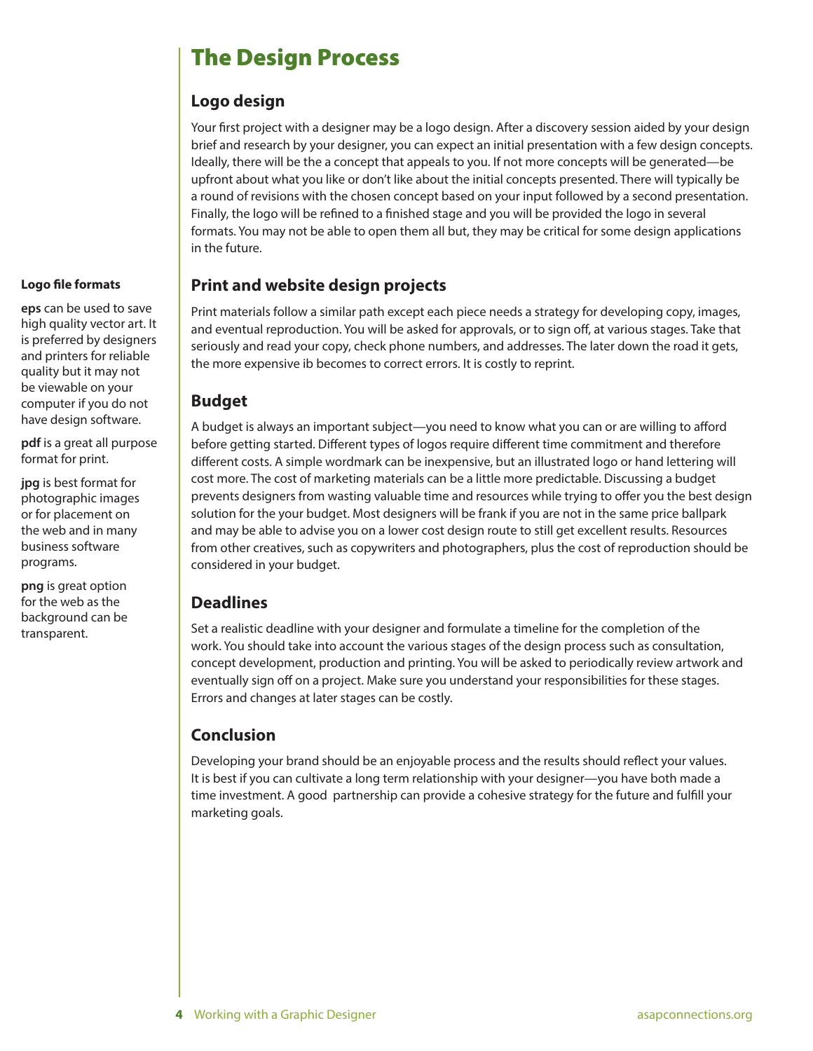# The Design Process

## Logo design

Your first project with a designer may be a logo design. After a discovery session aided by your design brief and research by your designer, you can expect an initial presentation with a few design concepts. Ideally, there will be the a concept that appeals to you. If not more concepts will be generated—be upfront about what you like or don't like about the initial concepts presented. There will typically be a round of revisions with the chosen concept based on your input followed by a second presentation. Finally, the logo will be refined to a finished stage and you will be provided the logo in several formats. You may not be able to open them all but, they may be critical for some design applications in the future.

**Logo file formats**

**eps** can be used to save high quality vector art. It is preferred by designers and printers for reliable quality but it may not be viewable on your computer if you do not have design software.

**pdf** is a great all purpose format for print.

**jpg** is best format for photographic images or for placement on the web and in many business software programs.

**png** is great option for the web as the background can be transparent.

## Print and website design projects

Print materials follow a similar path except each piece needs a strategy for developing copy, images, and eventual reproduction. You will be asked for approvals, or to sign off, at various stages. Take that seriously and read your copy, check phone numbers, and addresses. The later down the road it gets, the more expensive ib becomes to correct errors. It is costly to reprint.

## Budget

A budget is always an important subject—you need to know what you can or are willing to afford before getting started. Different types of logos require different time commitment and therefore different costs. A simple wordmark can be inexpensive, but an illustrated logo or hand lettering will cost more. The cost of marketing materials can be a little more predictable. Discussing a budget prevents designers from wasting valuable time and resources while trying to offer you the best design solution for the your budget. Most designers will be frank if you are not in the same price ballpark and may be able to advise you on a lower cost design route to still get excellent results. Resources from other creatives, such as copywriters and photographers, plus the cost of reproduction should be considered in your budget.

## Deadlines

Set a realistic deadline with your designer and formulate a timeline for the completion of the work. You should take into account the various stages of the design process such as consultation, concept development, production and printing. You will be asked to periodically review artwork and eventually sign off on a project. Make sure you understand your responsibilities for these stages. Errors and changes at later stages can be costly.

## Conclusion

Developing your brand should be an enjoyable process and the results should reflect your values. It is best if you can cultivate a long term relationship with your designer—you have both made a time investment. A good partnership can provide a cohesive strategy for the future and fulfill your marketing goals.